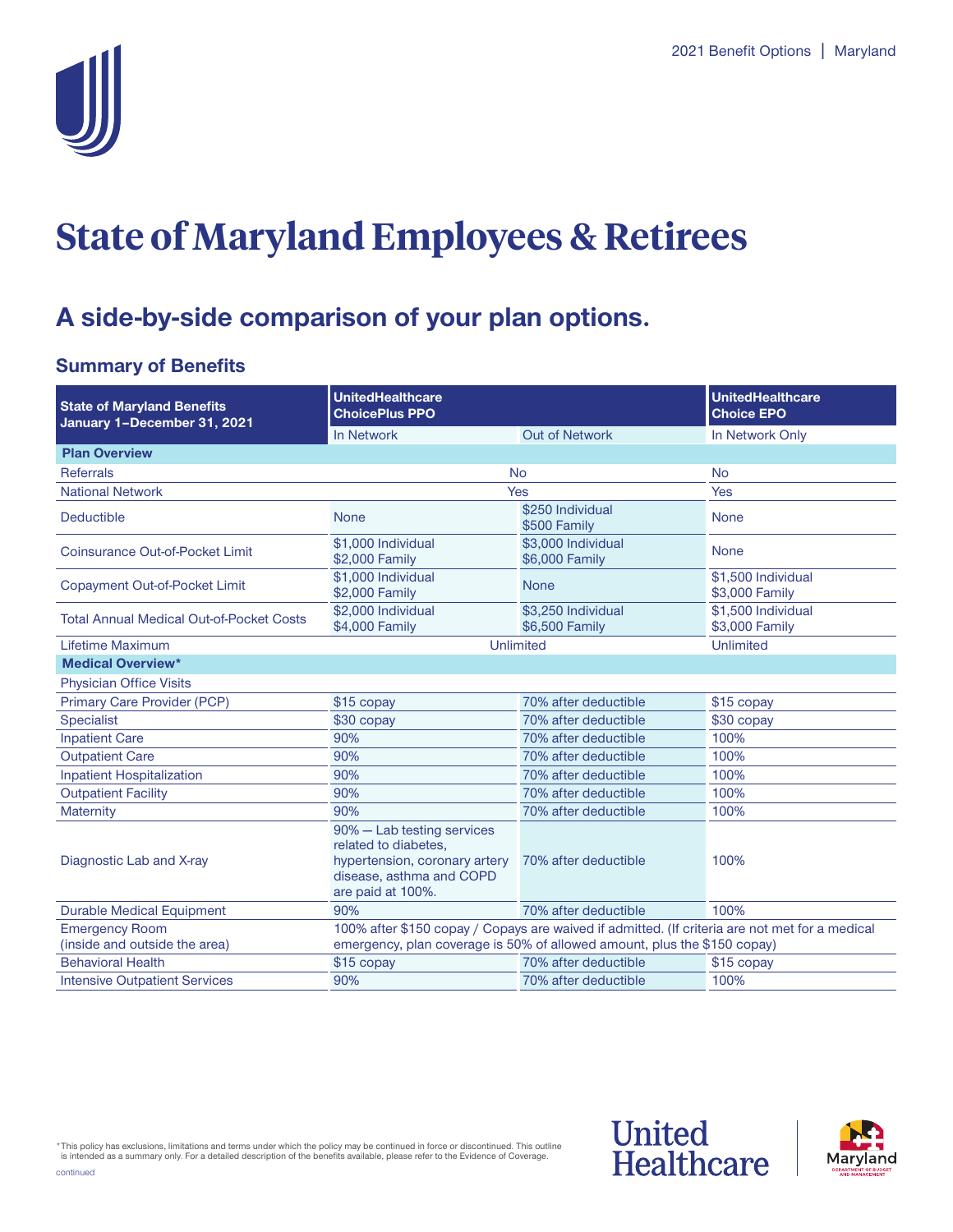# State of Maryland Employees & Retirees

## A side-by-side comparison of your plan options.

### Summary of Benefits

| State of Maryland Benefits January 1–December 31, 2021 | UnitedHealthcare ChoicePlus PPO | | UnitedHealthcare Choice EPO |
|---|---|---|---|
| | In Network | Out of Network | In Network Only |
| **Plan Overview** | | | |
| Referrals | No | | No |
| National Network | Yes | | Yes |
| Deductible | None | $250 Individual<br>$500 Family | None |
| Coinsurance Out-of-Pocket Limit | $1,000 Individual<br>$2,000 Family | $3,000 Individual<br>$6,000 Family | None |
| Copayment Out-of-Pocket Limit | $1,000 Individual<br>$2,000 Family | None | $1,500 Individual<br>$3,000 Family |
| Total Annual Medical Out-of-Pocket Costs | $2,000 Individual<br>$4,000 Family | $3,250 Individual<br>$6,500 Family | $1,500 Individual<br>$3,000 Family |
| Lifetime Maximum | Unlimited | | Unlimited |
| **Medical Overview*** | | | |
| Physician Office Visits | | | |
| Primary Care Provider (PCP) | $15 copay | 70% after deductible | $15 copay |
| Specialist | $30 copay | 70% after deductible | $30 copay |
| Inpatient Care | 90% | 70% after deductible | 100% |
| Outpatient Care | 90% | 70% after deductible | 100% |
| Inpatient Hospitalization | 90% | 70% after deductible | 100% |
| Outpatient Facility | 90% | 70% after deductible | 100% |
| Maternity | 90% | 70% after deductible | 100% |
| Diagnostic Lab and X-ray | 90% — Lab testing services related to diabetes, hypertension, coronary artery disease, asthma and COPD are paid at 100%. | 70% after deductible | 100% |
| Durable Medical Equipment | 90% | 70% after deductible | 100% |
| Emergency Room (inside and outside the area) | 100% after $150 copay / Copays are waived if admitted. (If criteria are not met for a medical emergency, plan coverage is 50% of allowed amount, plus the $150 copay) | | |
| Behavioral Health | $15 copay | 70% after deductible | $15 copay |
| Intensive Outpatient Services | 90% | 70% after deductible | 100% |

*This policy has exclusions, limitations and terms under which the policy may be continued in force or discontinued. This outline is intended as a summary only. For a detailed description of the benefits available, please refer to the Evidence of Coverage.

continued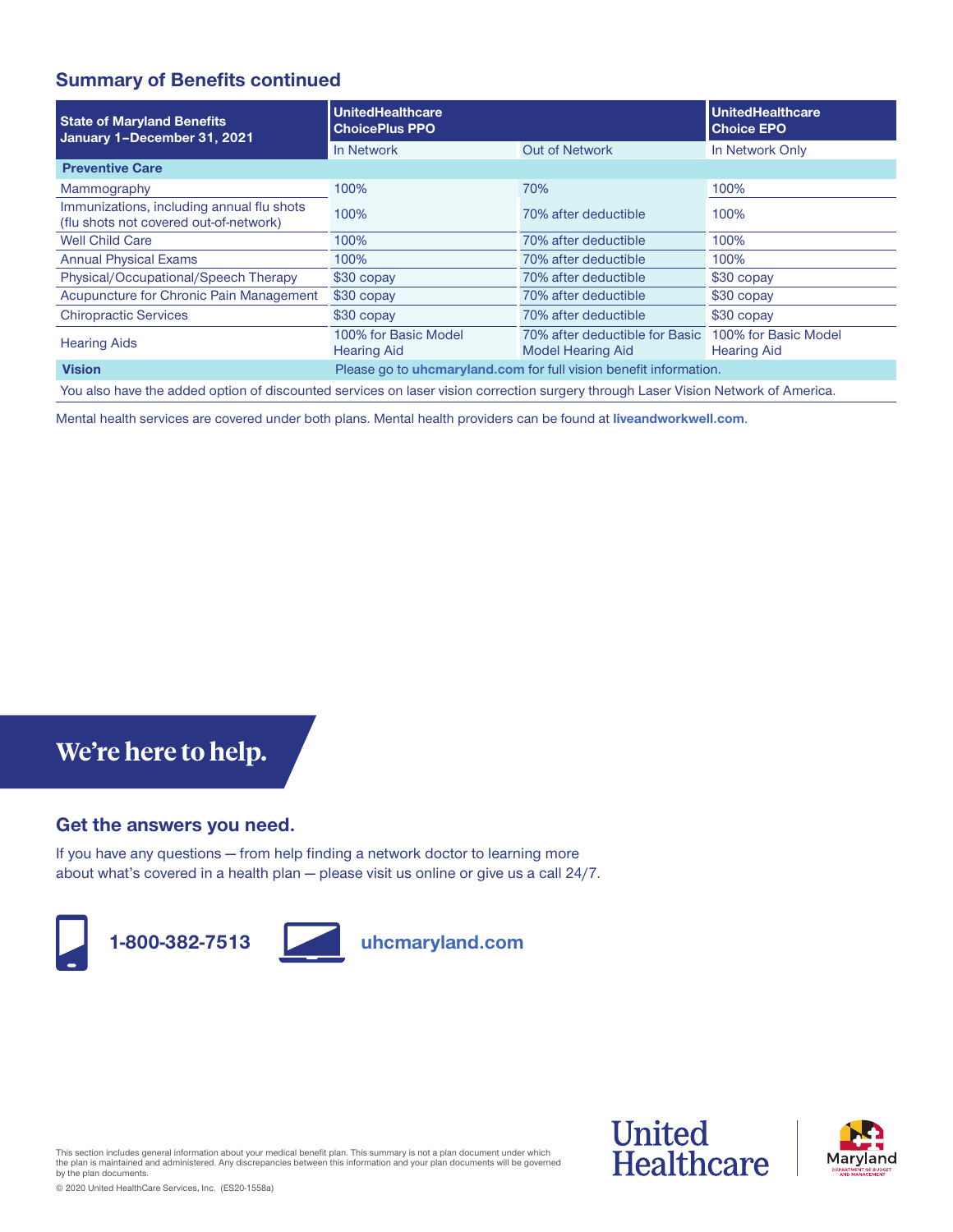## Summary of Benefits continued

| State of Maryland Benefits January 1–December 31, 2021 | UnitedHealthcare ChoicePlus PPO | | UnitedHealthcare Choice EPO |
|---|---|---|---|
| | In Network | Out of Network | In Network Only |
| **Preventive Care** | | | |
| Mammography | 100% | 70% | 100% |
| Immunizations, including annual flu shots (flu shots not covered out-of-network) | 100% | 70% after deductible | 100% |
| Well Child Care | 100% | 70% after deductible | 100% |
| Annual Physical Exams | 100% | 70% after deductible | 100% |
| Physical/Occupational/Speech Therapy | $30 copay | 70% after deductible | $30 copay |
| Acupuncture for Chronic Pain Management | $30 copay | 70% after deductible | $30 copay |
| Chiropractic Services | $30 copay | 70% after deductible | $30 copay |
| Hearing Aids | 100% for Basic Model Hearing Aid | 70% after deductible for Basic Model Hearing Aid | 100% for Basic Model Hearing Aid |
| **Vision** | Please go to **uhcmaryland.com** for full vision benefit information. | | |

You also have the added option of discounted services on laser vision correction surgery through Laser Vision Network of America.

Mental health services are covered under both plans. Mental health providers can be found at **liveandworkwell.com**.

# We're here to help.

### Get the answers you need.

If you have any questions — from help finding a network doctor to learning more about what's covered in a health plan — please visit us online or give us a call 24/7.

**1-800-382-7513** **uhcmaryland.com**

This section includes general information about your medical benefit plan. This summary is not a plan document under which the plan is maintained and administered. Any discrepancies between this information and your plan documents will be governed by the plan documents.

© 2020 United HealthCare Services, Inc. (ES20-1558a)

United Healthcare

Maryland DEPARTMENT OF BUDGET AND MANAGEMENT